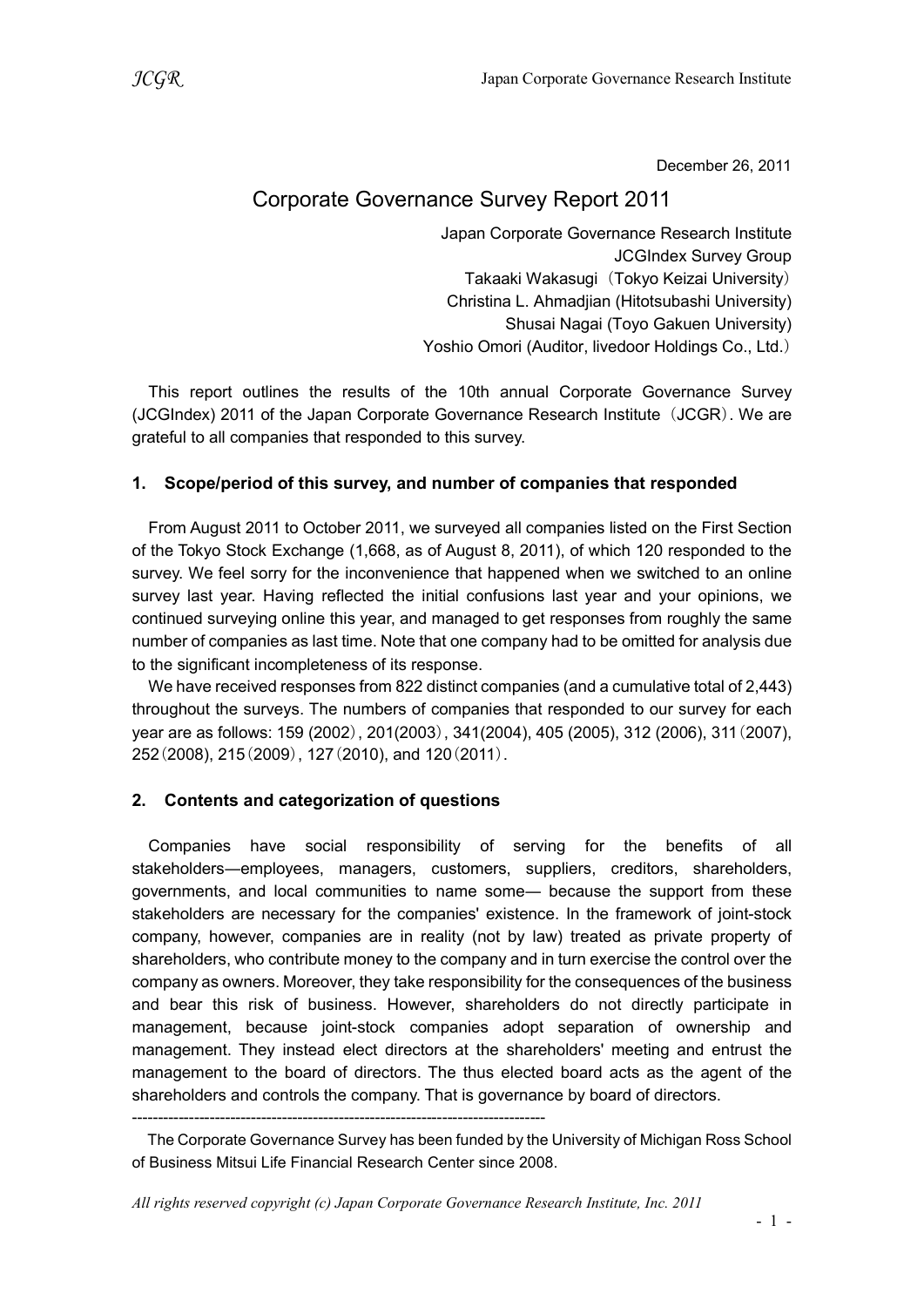December 26, 2011

# Corporate Governance Survey Report 2011

Japan Corporate Governance Research Institute
JCGIndex Survey Group
Takaaki Wakasugi（Tokyo Keizai University）
Christina L. Ahmadjian (Hitotsubashi University)
Shusai Nagai (Toyo Gakuen University)
Yoshio Omori (Auditor, livedoor Holdings Co., Ltd.）

This report outlines the results of the 10th annual Corporate Governance Survey (JCGIndex) 2011 of the Japan Corporate Governance Research Institute（JCGR）. We are grateful to all companies that responded to this survey.

## 1. Scope/period of this survey, and number of companies that responded

From August 2011 to October 2011, we surveyed all companies listed on the First Section of the Tokyo Stock Exchange (1,668, as of August 8, 2011), of which 120 responded to the survey. We feel sorry for the inconvenience that happened when we switched to an online survey last year. Having reflected the initial confusions last year and your opinions, we continued surveying online this year, and managed to get responses from roughly the same number of companies as last time. Note that one company had to be omitted for analysis due to the significant incompleteness of its response.

We have received responses from 822 distinct companies (and a cumulative total of 2,443) throughout the surveys. The numbers of companies that responded to our survey for each year are as follows: 159 (2002）, 201(2003）, 341(2004), 405 (2005), 312 (2006), 311（2007), 252（2008), 215（2009）, 127（2010), and 120（2011）.

## 2. Contents and categorization of questions

Companies have social responsibility of serving for the benefits of all stakeholders—employees, managers, customers, suppliers, creditors, shareholders, governments, and local communities to name some— because the support from these stakeholders are necessary for the companies' existence. In the framework of joint-stock company, however, companies are in reality (not by law) treated as private property of shareholders, who contribute money to the company and in turn exercise the control over the company as owners. Moreover, they take responsibility for the consequences of the business and bear this risk of business. However, shareholders do not directly participate in management, because joint-stock companies adopt separation of ownership and management. They instead elect directors at the shareholders' meeting and entrust the management to the board of directors. The thus elected board acts as the agent of the shareholders and controls the company. That is governance by board of directors.

---

The Corporate Governance Survey has been funded by the University of Michigan Ross School of Business Mitsui Life Financial Research Center since 2008.

*All rights reserved copyright (c) Japan Corporate Governance Research Institute, Inc. 2011*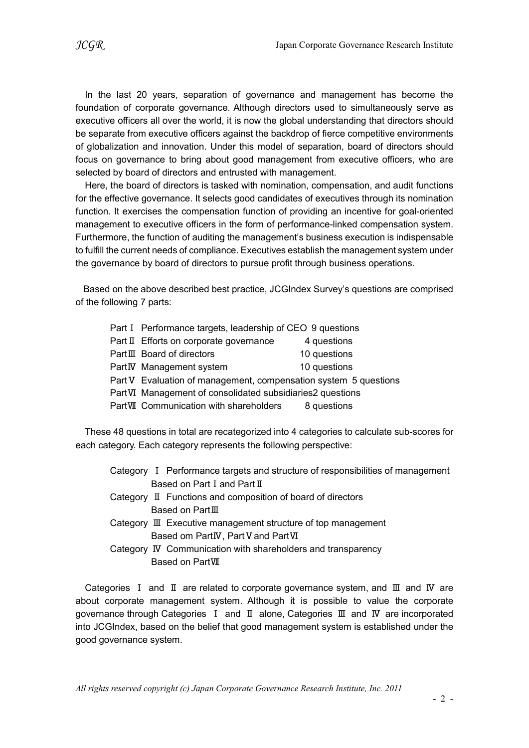In the last 20 years, separation of governance and management has become the foundation of corporate governance. Although directors used to simultaneously serve as executive officers all over the world, it is now the global understanding that directors should be separate from executive officers against the backdrop of fierce competitive environments of globalization and innovation. Under this model of separation, board of directors should focus on governance to bring about good management from executive officers, who are selected by board of directors and entrusted with management.

Here, the board of directors is tasked with nomination, compensation, and audit functions for the effective governance. It selects good candidates of executives through its nomination function. It exercises the compensation function of providing an incentive for goal-oriented management to executive officers in the form of performance-linked compensation system. Furthermore, the function of auditing the management's business execution is indispensable to fulfill the current needs of compliance. Executives establish the management system under the governance by board of directors to pursue profit through business operations.

Based on the above described best practice, JCGIndex Survey's questions are comprised of the following 7 parts:

| Part | Title | Questions |
|---|---|---|
| Part Ⅰ | Performance targets, leadership of CEO | 9 questions |
| Part Ⅱ | Efforts on corporate governance | 4 questions |
| Part Ⅲ | Board of directors | 10 questions |
| Part Ⅳ | Management system | 10 questions |
| Part Ⅴ | Evaluation of management, compensation system | 5 questions |
| Part Ⅵ | Management of consolidated subsidiaries | 2 questions |
| Part Ⅶ | Communication with shareholders | 8 questions |

These 48 questions in total are recategorized into 4 categories to calculate sub-scores for each category. Each category represents the following perspective:

- Category Ⅰ Performance targets and structure of responsibilities of management
  Based on Part Ⅰ and Part Ⅱ
- Category Ⅱ Functions and composition of board of directors
  Based on Part Ⅲ
- Category Ⅲ Executive management structure of top management
  Based om Part Ⅳ, Part Ⅴ and Part Ⅵ
- Category Ⅳ Communication with shareholders and transparency
  Based on Part Ⅶ

Categories Ⅰ and Ⅱ are related to corporate governance system, and Ⅲ and Ⅳ are about corporate management system. Although it is possible to value the corporate governance through Categories Ⅰ and Ⅱ alone, Categories Ⅲ and Ⅳ are incorporated into JCGIndex, based on the belief that good management system is established under the good governance system.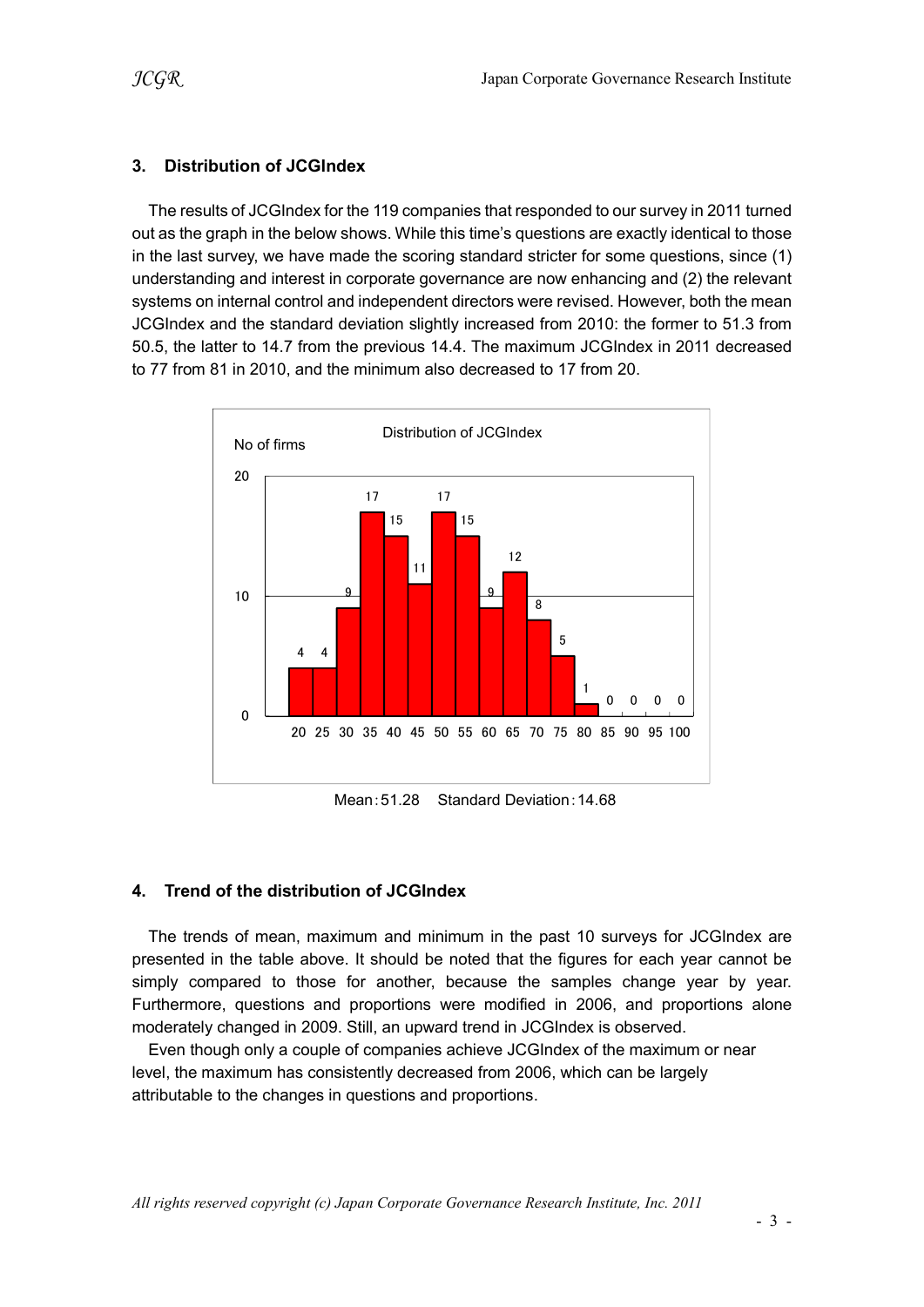## 3. Distribution of JCGIndex

The results of JCGIndex for the 119 companies that responded to our survey in 2011 turned out as the graph in the below shows. While this time's questions are exactly identical to those in the last survey, we have made the scoring standard stricter for some questions, since (1) understanding and interest in corporate governance are now enhancing and (2) the relevant systems on internal control and independent directors were revised. However, both the mean JCGIndex and the standard deviation slightly increased from 2010: the former to 51.3 from 50.5, the latter to 14.7 from the previous 14.4. The maximum JCGIndex in 2011 decreased to 77 from 81 in 2010, and the minimum also decreased to 17 from 20.

Distribution of JCGIndex

| JCGIndex | 20 | 25 | 30 | 35 | 40 | 45 | 50 | 55 | 60 | 65 | 70 | 75 | 80 | 85 | 90 | 95 | 100 |
|---|---|---|---|---|---|---|---|---|---|---|---|---|---|---|---|---|---|
| No of firms | 4 | 4 | 9 | 17 | 15 | 11 | 17 | 15 | 9 | 12 | 8 | 5 | 1 | 0 | 0 | 0 | 0 |

Mean：51.28　Standard Deviation：14.68

## 4. Trend of the distribution of JCGIndex

The trends of mean, maximum and minimum in the past 10 surveys for JCGIndex are presented in the table above. It should be noted that the figures for each year cannot be simply compared to those for another, because the samples change year by year. Furthermore, questions and proportions were modified in 2006, and proportions alone moderately changed in 2009. Still, an upward trend in JCGIndex is observed.

Even though only a couple of companies achieve JCGIndex of the maximum or near level, the maximum has consistently decreased from 2006, which can be largely attributable to the changes in questions and proportions.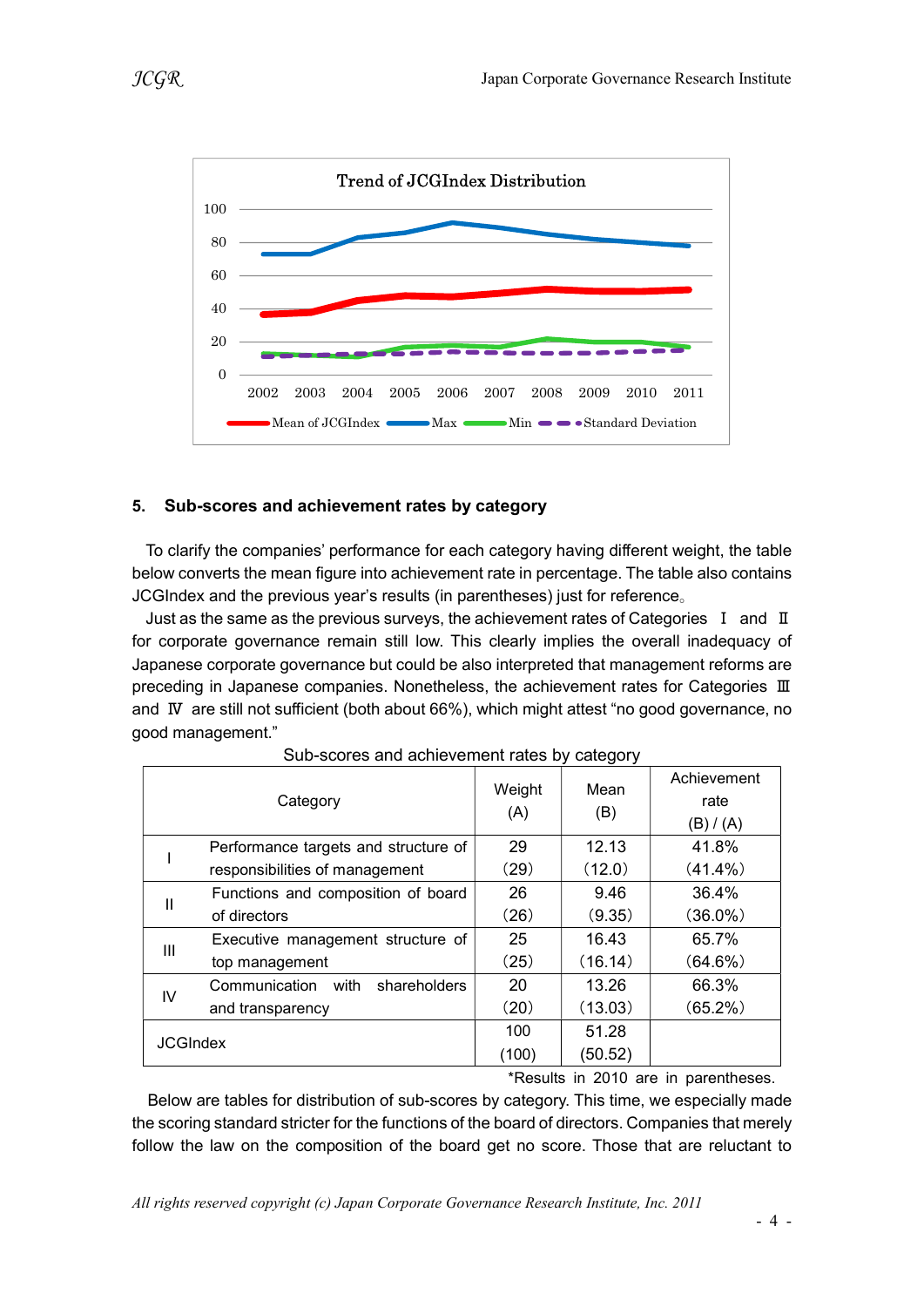Trend of JCGIndex Distribution

## 5. Sub-scores and achievement rates by category

To clarify the companies' performance for each category having different weight, the table below converts the mean figure into achievement rate in percentage. The table also contains JCGIndex and the previous year's results (in parentheses) just for reference。

Just as the same as the previous surveys, the achievement rates of Categories Ⅰ and Ⅱ for corporate governance remain still low. This clearly implies the overall inadequacy of Japanese corporate governance but could be also interpreted that management reforms are preceding in Japanese companies. Nonetheless, the achievement rates for Categories Ⅲ and Ⅳ are still not sufficient (both about 66%), which might attest "no good governance, no good management."

Sub-scores and achievement rates by category

| Category | | Weight (A) | Mean (B) | Achievement rate (B) / (A) |
|---|---|---|---|---|
| I | Performance targets and structure of responsibilities of management | 29 (29) | 12.13 (12.0) | 41.8% (41.4%) |
| II | Functions and composition of board of directors | 26 (26) | 9.46 (9.35) | 36.4% (36.0%) |
| III | Executive management structure of top management | 25 (25) | 16.43 (16.14) | 65.7% (64.6%) |
| IV | Communication with shareholders and transparency | 20 (20) | 13.26 (13.03) | 66.3% (65.2%) |
| JCGIndex | | 100 (100) | 51.28 (50.52) | |

*Results in 2010 are in parentheses.

Below are tables for distribution of sub-scores by category. This time, we especially made the scoring standard stricter for the functions of the board of directors. Companies that merely follow the law on the composition of the board get no score. Those that are reluctant to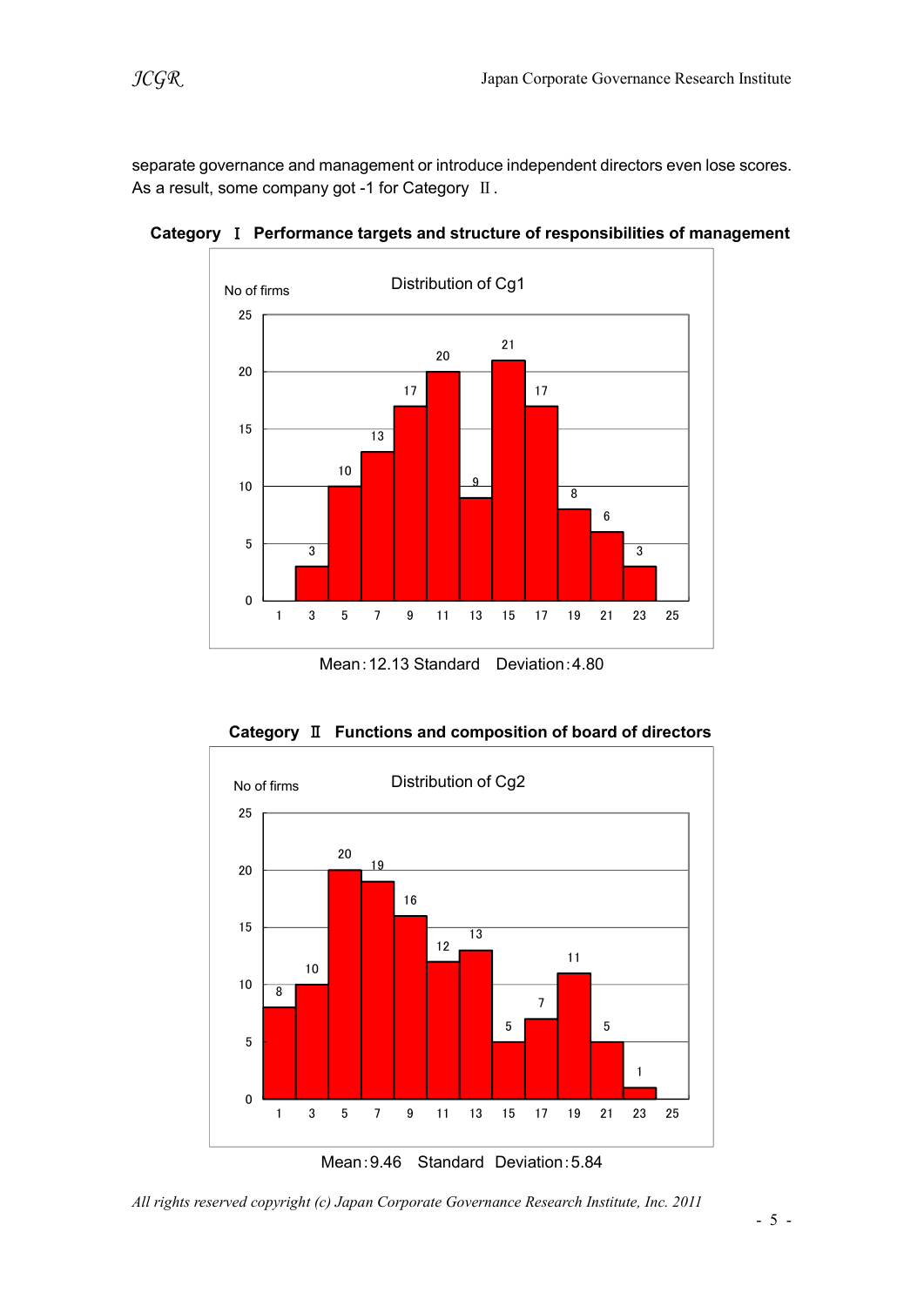separate governance and management or introduce independent directors even lose scores. As a result, some company got -1 for Category Ⅱ.

**Category Ⅰ Performance targets and structure of responsibilities of management**

Distribution of Cg1

| Score | 1 | 3 | 5 | 7 | 9 | 11 | 13 | 15 | 17 | 19 | 21 | 23 | 25 |
|---|---|---|---|---|---|---|---|---|---|---|---|---|---|
| No of firms | | 3 | 10 | 13 | 17 | 20 | 9 | 21 | 17 | 8 | 6 | 3 | |

Mean：12.13 Standard Deviation：4.80

**Category Ⅱ Functions and composition of board of directors**

Distribution of Cg2

| Score | 1 | 3 | 5 | 7 | 9 | 11 | 13 | 15 | 17 | 19 | 21 | 23 | 25 |
|---|---|---|---|---|---|---|---|---|---|---|---|---|---|
| No of firms | 8 | 10 | 20 | 19 | 16 | 12 | 13 | 5 | 7 | 11 | 5 | 1 | |

Mean：9.46 Standard Deviation：5.84

*All rights reserved copyright (c) Japan Corporate Governance Research Institute, Inc. 2011*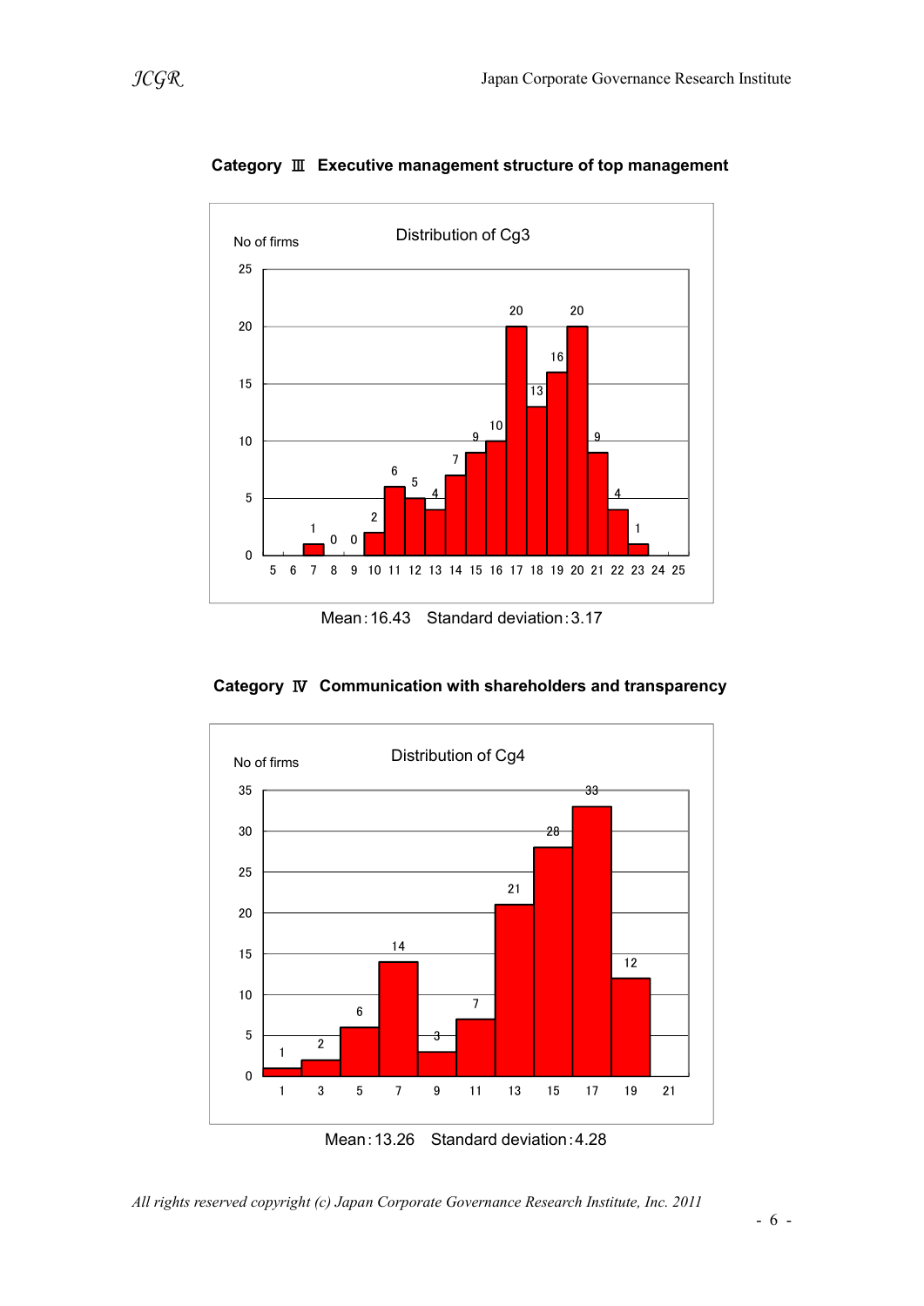## Category Ⅲ Executive management structure of top management

Distribution of Cg3

| Score | 5 | 6 | 7 | 8 | 9 | 10 | 11 | 12 | 13 | 14 | 15 | 16 | 17 | 18 | 19 | 20 | 21 | 22 | 23 | 24 | 25 |
|---|---|---|---|---|---|---|---|---|---|---|---|---|---|---|---|---|---|---|---|---|---|
| No of firms | | | 1 | 0 | 0 | 2 | 6 | 5 | 4 | 7 | 9 | 10 | 20 | 13 | 16 | 20 | 9 | 4 | 1 | | |

Mean：16.43　Standard deviation：3.17

## Category Ⅳ Communication with shareholders and transparency

Distribution of Cg4

| Score | 1 | 3 | 5 | 7 | 9 | 11 | 13 | 15 | 17 | 19 | 21 |
|---|---|---|---|---|---|---|---|---|---|---|---|
| No of firms | 1 | 2 | 6 | 14 | 3 | 7 | 21 | 28 | 33 | 12 | |

Mean：13.26　Standard deviation：4.28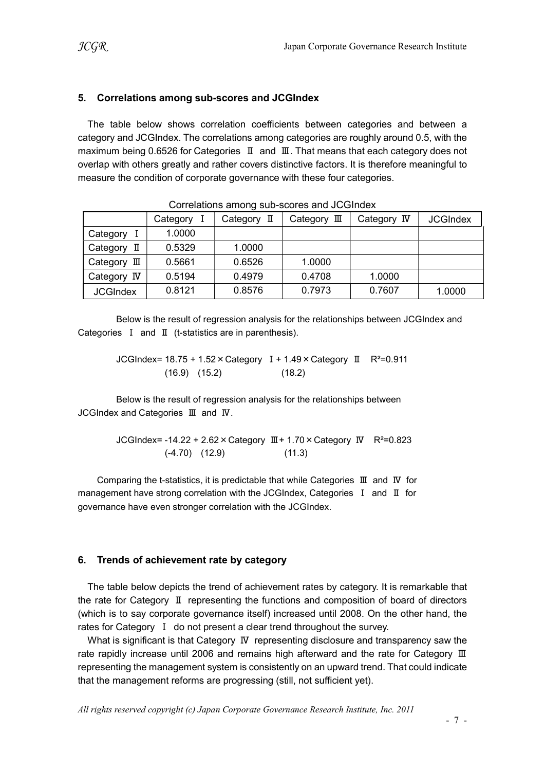## 5. Correlations among sub-scores and JCGIndex

The table below shows correlation coefficients between categories and between a category and JCGIndex. The correlations among categories are roughly around 0.5, with the maximum being 0.6526 for Categories Ⅱ and Ⅲ. That means that each category does not overlap with others greatly and rather covers distinctive factors. It is therefore meaningful to measure the condition of corporate governance with these four categories.

Correlations among sub-scores and JCGIndex

| | Category Ⅰ | Category Ⅱ | Category Ⅲ | Category Ⅳ | JCGIndex |
|---|---|---|---|---|---|
| Category Ⅰ | 1.0000 | | | | |
| Category Ⅱ | 0.5329 | 1.0000 | | | |
| Category Ⅲ | 0.5661 | 0.6526 | 1.0000 | | |
| Category Ⅳ | 0.5194 | 0.4979 | 0.4708 | 1.0000 | |
| JCGIndex | 0.8121 | 0.8576 | 0.7973 | 0.7607 | 1.0000 |

Below is the result of regression analysis for the relationships between JCGIndex and Categories Ⅰ and Ⅱ (t-statistics are in parenthesis).

$$\text{JCGIndex} = \underset{(16.9)}{18.75} + \underset{(15.2)}{1.52} \times \text{Category Ⅰ} + \underset{(18.2)}{1.49} \times \text{Category Ⅱ} \quad R^2=0.911$$

Below is the result of regression analysis for the relationships between JCGIndex and Categories Ⅲ and Ⅳ.

$$\text{JCGIndex} = \underset{(-4.70)}{-14.22} + \underset{(12.9)}{2.62} \times \text{Category Ⅲ} + \underset{(11.3)}{1.70} \times \text{Category Ⅳ} \quad R^2=0.823$$

Comparing the t-statistics, it is predictable that while Categories Ⅲ and Ⅳ for management have strong correlation with the JCGIndex, Categories Ⅰ and Ⅱ for governance have even stronger correlation with the JCGIndex.

## 6. Trends of achievement rate by category

The table below depicts the trend of achievement rates by category. It is remarkable that the rate for Category Ⅱ representing the functions and composition of board of directors (which is to say corporate governance itself) increased until 2008. On the other hand, the rates for Category Ⅰ do not present a clear trend throughout the survey.

What is significant is that Category Ⅳ representing disclosure and transparency saw the rate rapidly increase until 2006 and remains high afterward and the rate for Category Ⅲ representing the management system is consistently on an upward trend. That could indicate that the management reforms are progressing (still, not sufficient yet).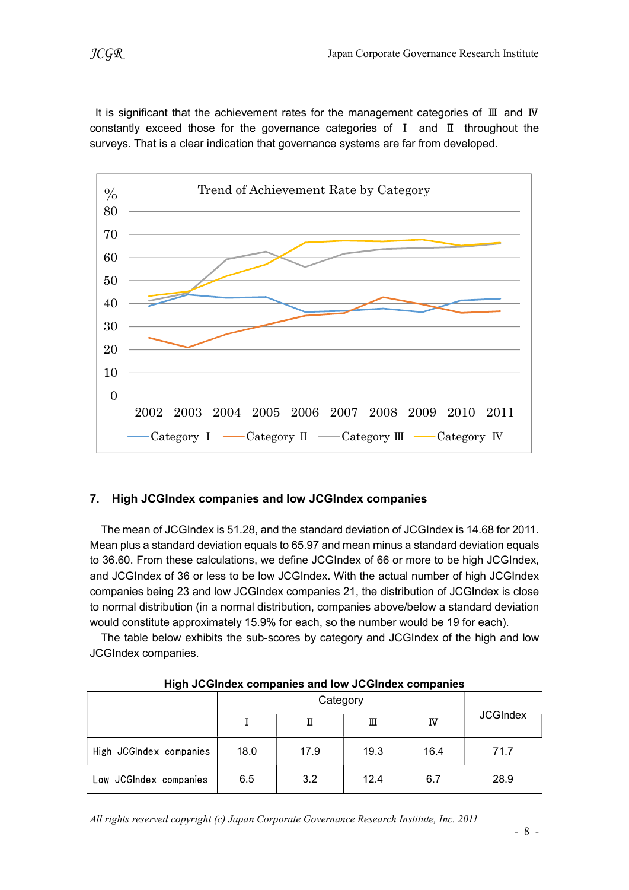It is significant that the achievement rates for the management categories of Ⅲ and Ⅳ constantly exceed those for the governance categories of Ⅰ and Ⅱ throughout the surveys. That is a clear indication that governance systems are far from developed.

## 7. High JCGIndex companies and low JCGIndex companies

The mean of JCGIndex is 51.28, and the standard deviation of JCGIndex is 14.68 for 2011. Mean plus a standard deviation equals to 65.97 and mean minus a standard deviation equals to 36.60. From these calculations, we define JCGIndex of 66 or more to be high JCGIndex, and JCGIndex of 36 or less to be low JCGIndex. With the actual number of high JCGIndex companies being 23 and low JCGIndex companies 21, the distribution of JCGIndex is close to normal distribution (in a normal distribution, companies above/below a standard deviation would constitute approximately 15.9% for each, so the number would be 19 for each).

The table below exhibits the sub-scores by category and JCGIndex of the high and low JCGIndex companies.

**High JCGIndex companies and low JCGIndex companies**

| | Category | | | | JCGIndex |
|---|---|---|---|---|---|
| | Ⅰ | Ⅱ | Ⅲ | Ⅳ | |
| High JCGIndex companies | 18.0 | 17.9 | 19.3 | 16.4 | 71.7 |
| Low JCGIndex companies | 6.5 | 3.2 | 12.4 | 6.7 | 28.9 |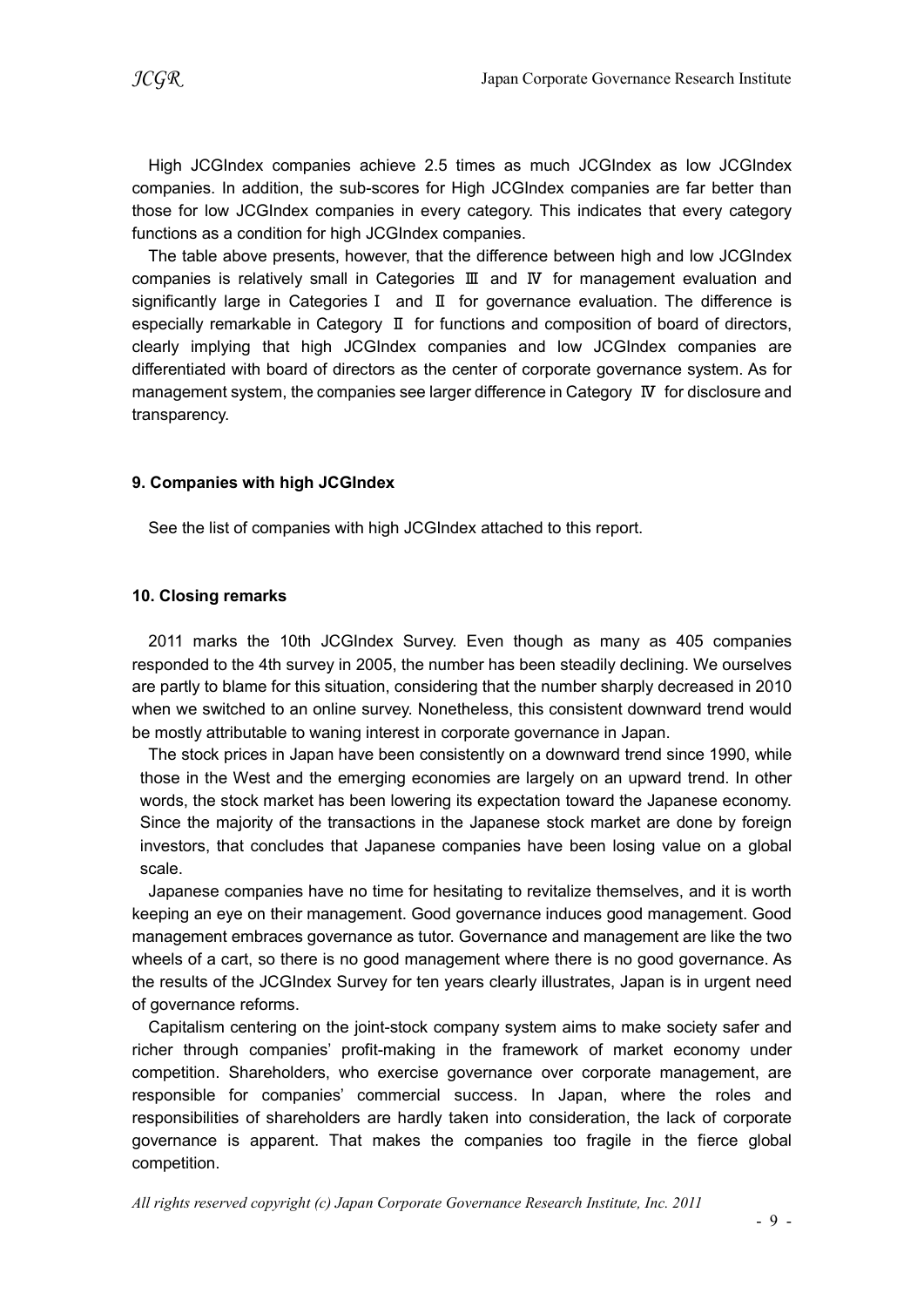High JCGIndex companies achieve 2.5 times as much JCGIndex as low JCGIndex companies. In addition, the sub-scores for High JCGIndex companies are far better than those for low JCGIndex companies in every category. This indicates that every category functions as a condition for high JCGIndex companies.

The table above presents, however, that the difference between high and low JCGIndex companies is relatively small in Categories Ⅲ and Ⅳ for management evaluation and significantly large in Categories Ⅰ and Ⅱ for governance evaluation. The difference is especially remarkable in Category Ⅱ for functions and composition of board of directors, clearly implying that high JCGIndex companies and low JCGIndex companies are differentiated with board of directors as the center of corporate governance system. As for management system, the companies see larger difference in Category Ⅳ for disclosure and transparency.

### 9. Companies with high JCGIndex

See the list of companies with high JCGIndex attached to this report.

### 10. Closing remarks

2011 marks the 10th JCGIndex Survey. Even though as many as 405 companies responded to the 4th survey in 2005, the number has been steadily declining. We ourselves are partly to blame for this situation, considering that the number sharply decreased in 2010 when we switched to an online survey. Nonetheless, this consistent downward trend would be mostly attributable to waning interest in corporate governance in Japan.

The stock prices in Japan have been consistently on a downward trend since 1990, while those in the West and the emerging economies are largely on an upward trend. In other words, the stock market has been lowering its expectation toward the Japanese economy. Since the majority of the transactions in the Japanese stock market are done by foreign investors, that concludes that Japanese companies have been losing value on a global scale.

Japanese companies have no time for hesitating to revitalize themselves, and it is worth keeping an eye on their management. Good governance induces good management. Good management embraces governance as tutor. Governance and management are like the two wheels of a cart, so there is no good management where there is no good governance. As the results of the JCGIndex Survey for ten years clearly illustrates, Japan is in urgent need of governance reforms.

Capitalism centering on the joint-stock company system aims to make society safer and richer through companies' profit-making in the framework of market economy under competition. Shareholders, who exercise governance over corporate management, are responsible for companies' commercial success. In Japan, where the roles and responsibilities of shareholders are hardly taken into consideration, the lack of corporate governance is apparent. That makes the companies too fragile in the fierce global competition.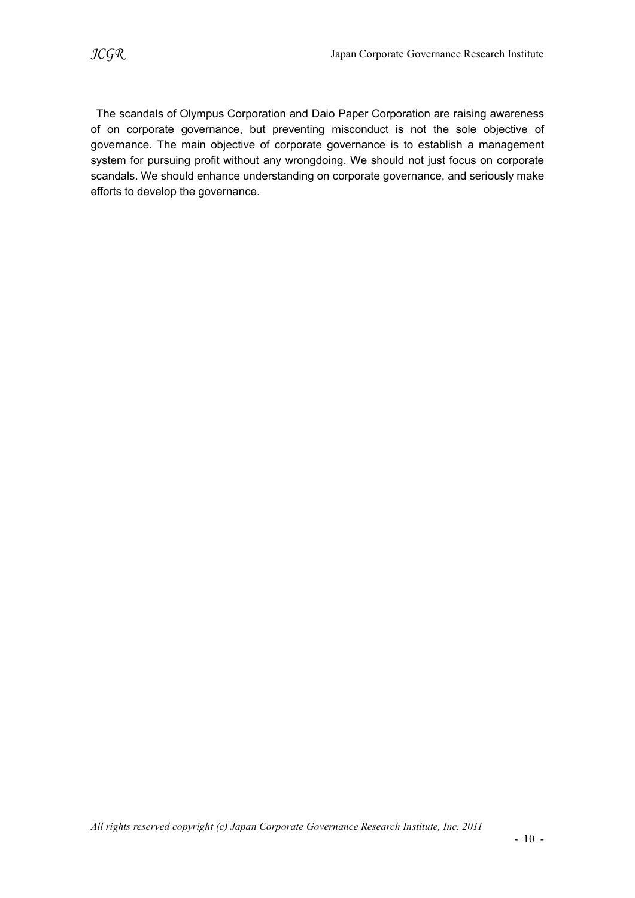The scandals of Olympus Corporation and Daio Paper Corporation are raising awareness of on corporate governance, but preventing misconduct is not the sole objective of governance. The main objective of corporate governance is to establish a management system for pursuing profit without any wrongdoing. We should not just focus on corporate scandals. We should enhance understanding on corporate governance, and seriously make efforts to develop the governance.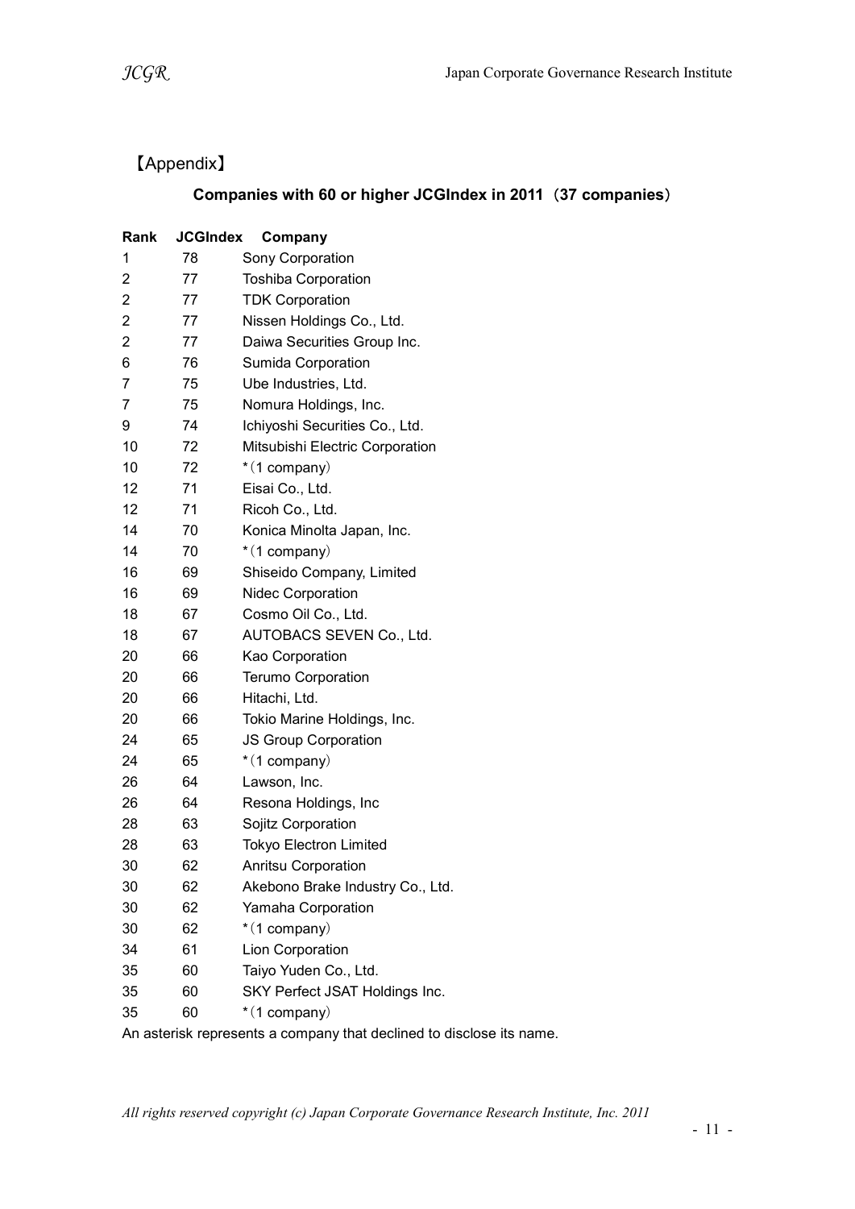## 【Appendix】

### Companies with 60 or higher JCGIndex in 2011（37 companies）

| Rank | JCGIndex | Company |
|---|---|---|
| 1 | 78 | Sony Corporation |
| 2 | 77 | Toshiba Corporation |
| 2 | 77 | TDK Corporation |
| 2 | 77 | Nissen Holdings Co., Ltd. |
| 2 | 77 | Daiwa Securities Group Inc. |
| 6 | 76 | Sumida Corporation |
| 7 | 75 | Ube Industries, Ltd. |
| 7 | 75 | Nomura Holdings, Inc. |
| 9 | 74 | Ichiyoshi Securities Co., Ltd. |
| 10 | 72 | Mitsubishi Electric Corporation |
| 10 | 72 | *（1 company） |
| 12 | 71 | Eisai Co., Ltd. |
| 12 | 71 | Ricoh Co., Ltd. |
| 14 | 70 | Konica Minolta Japan, Inc. |
| 14 | 70 | *（1 company） |
| 16 | 69 | Shiseido Company, Limited |
| 16 | 69 | Nidec Corporation |
| 18 | 67 | Cosmo Oil Co., Ltd. |
| 18 | 67 | AUTOBACS SEVEN Co., Ltd. |
| 20 | 66 | Kao Corporation |
| 20 | 66 | Terumo Corporation |
| 20 | 66 | Hitachi, Ltd. |
| 20 | 66 | Tokio Marine Holdings, Inc. |
| 24 | 65 | JS Group Corporation |
| 24 | 65 | *（1 company） |
| 26 | 64 | Lawson, Inc. |
| 26 | 64 | Resona Holdings, Inc |
| 28 | 63 | Sojitz Corporation |
| 28 | 63 | Tokyo Electron Limited |
| 30 | 62 | Anritsu Corporation |
| 30 | 62 | Akebono Brake Industry Co., Ltd. |
| 30 | 62 | Yamaha Corporation |
| 30 | 62 | *（1 company） |
| 34 | 61 | Lion Corporation |
| 35 | 60 | Taiyo Yuden Co., Ltd. |
| 35 | 60 | SKY Perfect JSAT Holdings Inc. |
| 35 | 60 | *（1 company） |

An asterisk represents a company that declined to disclose its name.

*All rights reserved copyright (c) Japan Corporate Governance Research Institute, Inc. 2011*